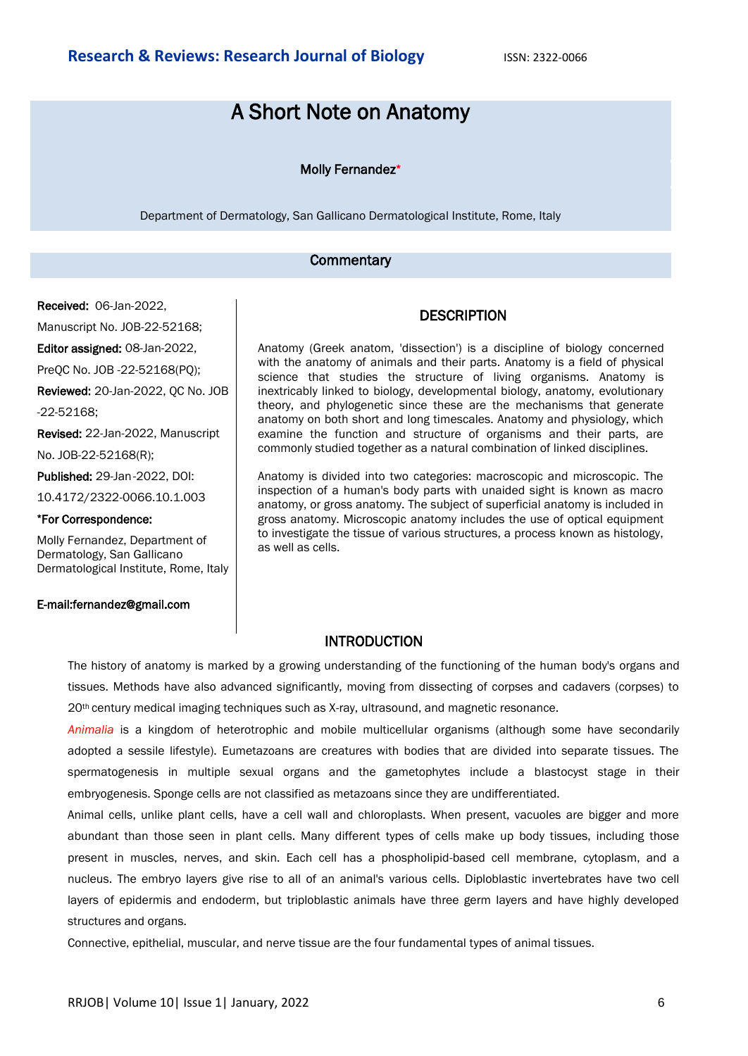# A Short Note on Anatomy

**Molly Fernandez***

Department of Dermatology, San Gallicano Dermatological Institute, Rome, Italy

## Commentary

**Received:** 06-Jan-2022, Manuscript No. JOB-22-52168; **Editor assigned:** 08-Jan-2022, PreQC No. JOB -22-52168(PQ); **Reviewed:** 20-Jan-2022, QC No. JOB -22-52168; **Revised:** 22-Jan-2022, Manuscript No. JOB-22-52168(R); **Published:** 29-Jan-2022, DOI: 10.4172/2322-0066.10.1.003

**\*For Correspondence:**

Molly Fernandez, Department of Dermatology, San Gallicano Dermatological Institute, Rome, Italy

**E-mail:fernandez@gmail.com**

## DESCRIPTION

Anatomy (Greek anatom, 'dissection') is a discipline of biology concerned with the anatomy of animals and their parts. Anatomy is a field of physical science that studies the structure of living organisms. Anatomy is inextricably linked to biology, developmental biology, anatomy, evolutionary theory, and phylogenetic since these are the mechanisms that generate anatomy on both short and long timescales. Anatomy and physiology, which examine the function and structure of organisms and their parts, are commonly studied together as a natural combination of linked disciplines.

Anatomy is divided into two categories: macroscopic and microscopic. The inspection of a human's body parts with unaided sight is known as macro anatomy, or gross anatomy. The subject of superficial anatomy is included in gross anatomy. Microscopic anatomy includes the use of optical equipment to investigate the tissue of various structures, a process known as histology, as well as cells.

## INTRODUCTION

The history of anatomy is marked by a growing understanding of the functioning of the human body's organs and tissues. Methods have also advanced significantly, moving from dissecting of corpses and cadavers (corpses) to 20th century medical imaging techniques such as X-ray, ultrasound, and magnetic resonance.

*Animalia* is a kingdom of heterotrophic and mobile multicellular organisms (although some have secondarily adopted a sessile lifestyle). Eumetazoans are creatures with bodies that are divided into separate tissues. The spermatogenesis in multiple sexual organs and the gametophytes include a blastocyst stage in their embryogenesis. Sponge cells are not classified as metazoans since they are undifferentiated.

Animal cells, unlike plant cells, have a cell wall and chloroplasts. When present, vacuoles are bigger and more abundant than those seen in plant cells. Many different types of cells make up body tissues, including those present in muscles, nerves, and skin. Each cell has a phospholipid-based cell membrane, cytoplasm, and a nucleus. The embryo layers give rise to all of an animal's various cells. Diploblastic invertebrates have two cell layers of epidermis and endoderm, but triploblastic animals have three germ layers and have highly developed structures and organs.

Connective, epithelial, muscular, and nerve tissue are the four fundamental types of animal tissues.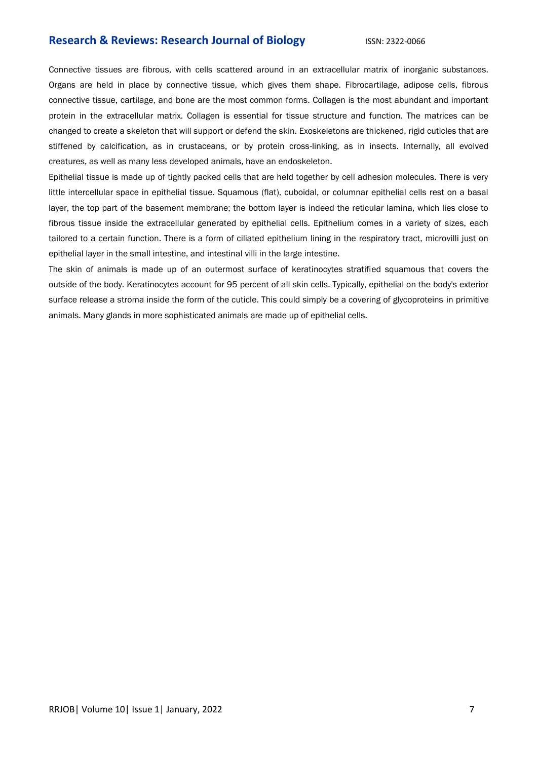Connective tissues are fibrous, with cells scattered around in an extracellular matrix of inorganic substances. Organs are held in place by connective tissue, which gives them shape. Fibrocartilage, adipose cells, fibrous connective tissue, cartilage, and bone are the most common forms. Collagen is the most abundant and important protein in the extracellular matrix. Collagen is essential for tissue structure and function. The matrices can be changed to create a skeleton that will support or defend the skin. Exoskeletons are thickened, rigid cuticles that are stiffened by calcification, as in crustaceans, or by protein cross-linking, as in insects. Internally, all evolved creatures, as well as many less developed animals, have an endoskeleton.

Epithelial tissue is made up of tightly packed cells that are held together by cell adhesion molecules. There is very little intercellular space in epithelial tissue. Squamous (flat), cuboidal, or columnar epithelial cells rest on a basal layer, the top part of the basement membrane; the bottom layer is indeed the reticular lamina, which lies close to fibrous tissue inside the extracellular generated by epithelial cells. Epithelium comes in a variety of sizes, each tailored to a certain function. There is a form of ciliated epithelium lining in the respiratory tract, microvilli just on epithelial layer in the small intestine, and intestinal villi in the large intestine.

The skin of animals is made up of an outermost surface of keratinocytes stratified squamous that covers the outside of the body. Keratinocytes account for 95 percent of all skin cells. Typically, epithelial on the body's exterior surface release a stroma inside the form of the cuticle. This could simply be a covering of glycoproteins in primitive animals. Many glands in more sophisticated animals are made up of epithelial cells.